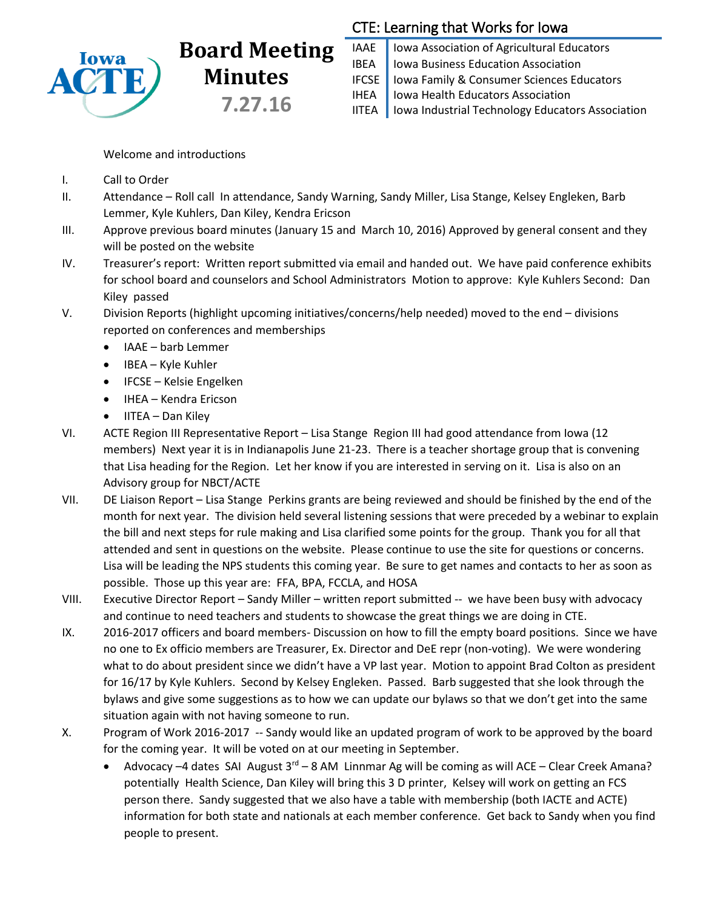Iowa ACTE

# Board Meeting Minutes 7.27.16

**CTE: Learning that Works for Iowa**

| | |
|---|---|
| IAAE | Iowa Association of Agricultural Educators |
| IBEA | Iowa Business Education Association |
| IFCSE | Iowa Family & Consumer Sciences Educators |
| IHEA | Iowa Health Educators Association |
| IITEA | Iowa Industrial Technology Educators Association |

Welcome and introductions

I. Call to Order

II. Attendance – Roll call In attendance, Sandy Warning, Sandy Miller, Lisa Stange, Kelsey Engleken, Barb Lemmer, Kyle Kuhlers, Dan Kiley, Kendra Ericson

III. Approve previous board minutes (January 15 and March 10, 2016) Approved by general consent and they will be posted on the website

IV. Treasurer's report: Written report submitted via email and handed out. We have paid conference exhibits for school board and counselors and School Administrators Motion to approve: Kyle Kuhlers Second: Dan Kiley passed

V. Division Reports (highlight upcoming initiatives/concerns/help needed) moved to the end – divisions reported on conferences and memberships
- IAAE – barb Lemmer
- IBEA – Kyle Kuhler
- IFCSE – Kelsie Engelken
- IHEA – Kendra Ericson
- IITEA – Dan Kiley

VI. ACTE Region III Representative Report – Lisa Stange Region III had good attendance from Iowa (12 members) Next year it is in Indianapolis June 21-23. There is a teacher shortage group that is convening that Lisa heading for the Region. Let her know if you are interested in serving on it. Lisa is also on an Advisory group for NBCT/ACTE

VII. DE Liaison Report – Lisa Stange Perkins grants are being reviewed and should be finished by the end of the month for next year. The division held several listening sessions that were preceded by a webinar to explain the bill and next steps for rule making and Lisa clarified some points for the group. Thank you for all that attended and sent in questions on the website. Please continue to use the site for questions or concerns. Lisa will be leading the NPS students this coming year. Be sure to get names and contacts to her as soon as possible. Those up this year are: FFA, BPA, FCCLA, and HOSA

VIII. Executive Director Report – Sandy Miller – written report submitted -- we have been busy with advocacy and continue to need teachers and students to showcase the great things we are doing in CTE.

IX. 2016-2017 officers and board members- Discussion on how to fill the empty board positions. Since we have no one to Ex officio members are Treasurer, Ex. Director and DeE repr (non-voting). We were wondering what to do about president since we didn't have a VP last year. Motion to appoint Brad Colton as president for 16/17 by Kyle Kuhlers. Second by Kelsey Engleken. Passed. Barb suggested that she look through the bylaws and give some suggestions as to how we can update our bylaws so that we don't get into the same situation again with not having someone to run.

X. Program of Work 2016-2017 -- Sandy would like an updated program of work to be approved by the board for the coming year. It will be voted on at our meeting in September.
- Advocacy –4 dates SAI August 3rd – 8 AM Linnmar Ag will be coming as will ACE – Clear Creek Amana? potentially Health Science, Dan Kiley will bring this 3 D printer, Kelsey will work on getting an FCS person there. Sandy suggested that we also have a table with membership (both IACTE and ACTE) information for both state and nationals at each member conference. Get back to Sandy when you find people to present.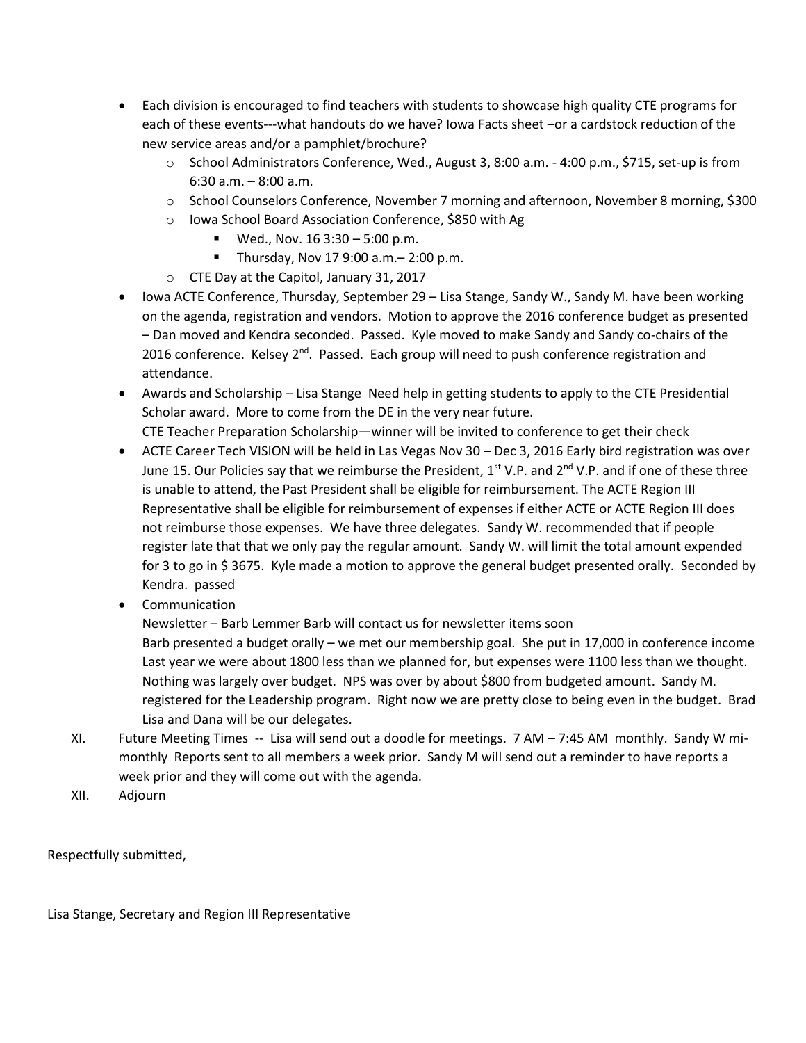- Each division is encouraged to find teachers with students to showcase high quality CTE programs for each of these events---what handouts do we have? Iowa Facts sheet –or a cardstock reduction of the new service areas and/or a pamphlet/brochure?
    - School Administrators Conference, Wed., August 3, 8:00 a.m. - 4:00 p.m., $715, set-up is from 6:30 a.m. – 8:00 a.m.
    - School Counselors Conference, November 7 morning and afternoon, November 8 morning, $300
    - Iowa School Board Association Conference, $850 with Ag
        - Wed., Nov. 16 3:30 – 5:00 p.m.
        - Thursday, Nov 17 9:00 a.m.– 2:00 p.m.
    - CTE Day at the Capitol, January 31, 2017
- Iowa ACTE Conference, Thursday, September 29 – Lisa Stange, Sandy W., Sandy M. have been working on the agenda, registration and vendors. Motion to approve the 2016 conference budget as presented – Dan moved and Kendra seconded. Passed. Kyle moved to make Sandy and Sandy co-chairs of the 2016 conference. Kelsey 2nd. Passed. Each group will need to push conference registration and attendance.
- Awards and Scholarship – Lisa Stange Need help in getting students to apply to the CTE Presidential Scholar award. More to come from the DE in the very near future.
  CTE Teacher Preparation Scholarship—winner will be invited to conference to get their check
- ACTE Career Tech VISION will be held in Las Vegas Nov 30 – Dec 3, 2016 Early bird registration was over June 15. Our Policies say that we reimburse the President, 1st V.P. and 2nd V.P. and if one of these three is unable to attend, the Past President shall be eligible for reimbursement. The ACTE Region III Representative shall be eligible for reimbursement of expenses if either ACTE or ACTE Region III does not reimburse those expenses. We have three delegates. Sandy W. recommended that if people register late that that we only pay the regular amount. Sandy W. will limit the total amount expended for 3 to go in $ 3675. Kyle made a motion to approve the general budget presented orally. Seconded by Kendra. passed
- Communication
  Newsletter – Barb Lemmer Barb will contact us for newsletter items soon
  Barb presented a budget orally – we met our membership goal. She put in 17,000 in conference income Last year we were about 1800 less than we planned for, but expenses were 1100 less than we thought. Nothing was largely over budget. NPS was over by about $800 from budgeted amount. Sandy M. registered for the Leadership program. Right now we are pretty close to being even in the budget. Brad Lisa and Dana will be our delegates.

XI. Future Meeting Times -- Lisa will send out a doodle for meetings. 7 AM – 7:45 AM monthly. Sandy W mi-monthly Reports sent to all members a week prior. Sandy M will send out a reminder to have reports a week prior and they will come out with the agenda.

XII. Adjourn

Respectfully submitted,

Lisa Stange, Secretary and Region III Representative